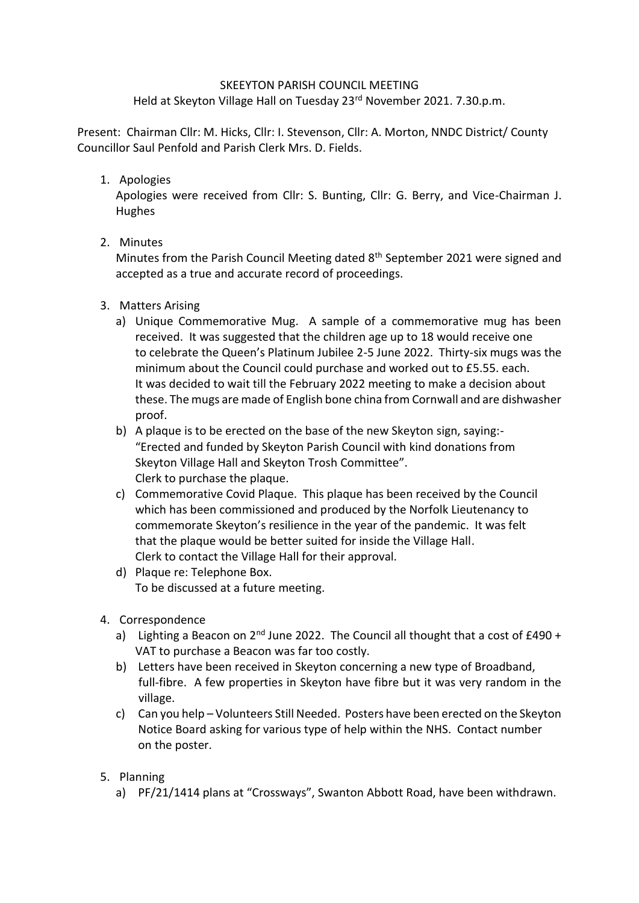SKEEYTON PARISH COUNCIL MEETING

Held at Skeyton Village Hall on Tuesday 23rd November 2021. 7.30.p.m.

Present: Chairman Cllr: M. Hicks, Cllr: I. Stevenson, Cllr: A. Morton, NNDC District/ County Councillor Saul Penfold and Parish Clerk Mrs. D. Fields.

1. Apologies
   Apologies were received from Cllr: S. Bunting, Cllr: G. Berry, and Vice-Chairman J. Hughes

2. Minutes
   Minutes from the Parish Council Meeting dated 8th September 2021 were signed and accepted as a true and accurate record of proceedings.

3. Matters Arising
   a) Unique Commemorative Mug. A sample of a commemorative mug has been received. It was suggested that the children age up to 18 would receive one to celebrate the Queen's Platinum Jubilee 2-5 June 2022. Thirty-six mugs was the minimum about the Council could purchase and worked out to £5.55. each. It was decided to wait till the February 2022 meeting to make a decision about these. The mugs are made of English bone china from Cornwall and are dishwasher proof.
   b) A plaque is to be erected on the base of the new Skeyton sign, saying:- "Erected and funded by Skeyton Parish Council with kind donations from Skeyton Village Hall and Skeyton Trosh Committee".
      Clerk to purchase the plaque.
   c) Commemorative Covid Plaque. This plaque has been received by the Council which has been commissioned and produced by the Norfolk Lieutenancy to commemorate Skeyton's resilience in the year of the pandemic. It was felt that the plaque would be better suited for inside the Village Hall.
      Clerk to contact the Village Hall for their approval.
   d) Plaque re: Telephone Box.
      To be discussed at a future meeting.

4. Correspondence
   a) Lighting a Beacon on 2nd June 2022. The Council all thought that a cost of £490 + VAT to purchase a Beacon was far too costly.
   b) Letters have been received in Skeyton concerning a new type of Broadband, full-fibre. A few properties in Skeyton have fibre but it was very random in the village.
   c) Can you help – Volunteers Still Needed. Posters have been erected on the Skeyton Notice Board asking for various type of help within the NHS. Contact number on the poster.

5. Planning
   a) PF/21/1414 plans at "Crossways", Swanton Abbott Road, have been withdrawn.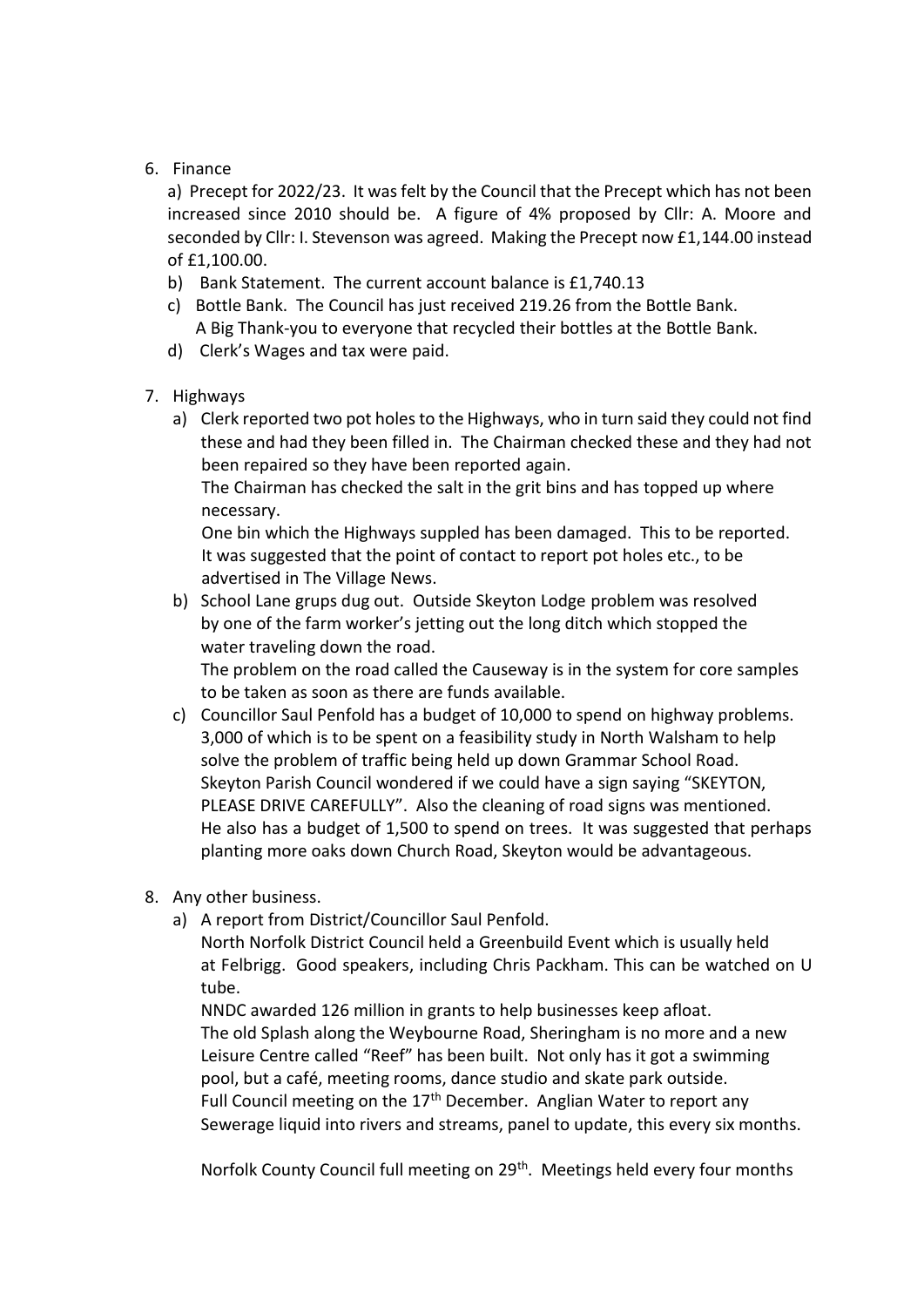6. Finance

   a) Precept for 2022/23. It was felt by the Council that the Precept which has not been increased since 2010 should be. A figure of 4% proposed by Cllr: A. Moore and seconded by Cllr: I. Stevenson was agreed. Making the Precept now £1,144.00 instead of £1,100.00.

   b) Bank Statement. The current account balance is £1,740.13

   c) Bottle Bank. The Council has just received 219.26 from the Bottle Bank. A Big Thank-you to everyone that recycled their bottles at the Bottle Bank.

   d) Clerk's Wages and tax were paid.

7. Highways

   a) Clerk reported two pot holes to the Highways, who in turn said they could not find these and had they been filled in. The Chairman checked these and they had not been repaired so they have been reported again.
      The Chairman has checked the salt in the grit bins and has topped up where necessary.
      One bin which the Highways suppled has been damaged. This to be reported.
      It was suggested that the point of contact to report pot holes etc., to be advertised in The Village News.

   b) School Lane grups dug out. Outside Skeyton Lodge problem was resolved by one of the farm worker's jetting out the long ditch which stopped the water traveling down the road.
      The problem on the road called the Causeway is in the system for core samples to be taken as soon as there are funds available.

   c) Councillor Saul Penfold has a budget of 10,000 to spend on highway problems. 3,000 of which is to be spent on a feasibility study in North Walsham to help solve the problem of traffic being held up down Grammar School Road.
      Skeyton Parish Council wondered if we could have a sign saying "SKEYTON, PLEASE DRIVE CAREFULLY". Also the cleaning of road signs was mentioned.
      He also has a budget of 1,500 to spend on trees. It was suggested that perhaps planting more oaks down Church Road, Skeyton would be advantageous.

8. Any other business.

   a) A report from District/Councillor Saul Penfold.
      North Norfolk District Council held a Greenbuild Event which is usually held at Felbrigg. Good speakers, including Chris Packham. This can be watched on U tube.
      NNDC awarded 126 million in grants to help businesses keep afloat.
      The old Splash along the Weybourne Road, Sheringham is no more and a new Leisure Centre called "Reef" has been built. Not only has it got a swimming pool, but a café, meeting rooms, dance studio and skate park outside.
      Full Council meeting on the 17th December. Anglian Water to report any Sewerage liquid into rivers and streams, panel to update, this every six months.

      Norfolk County Council full meeting on 29th. Meetings held every four months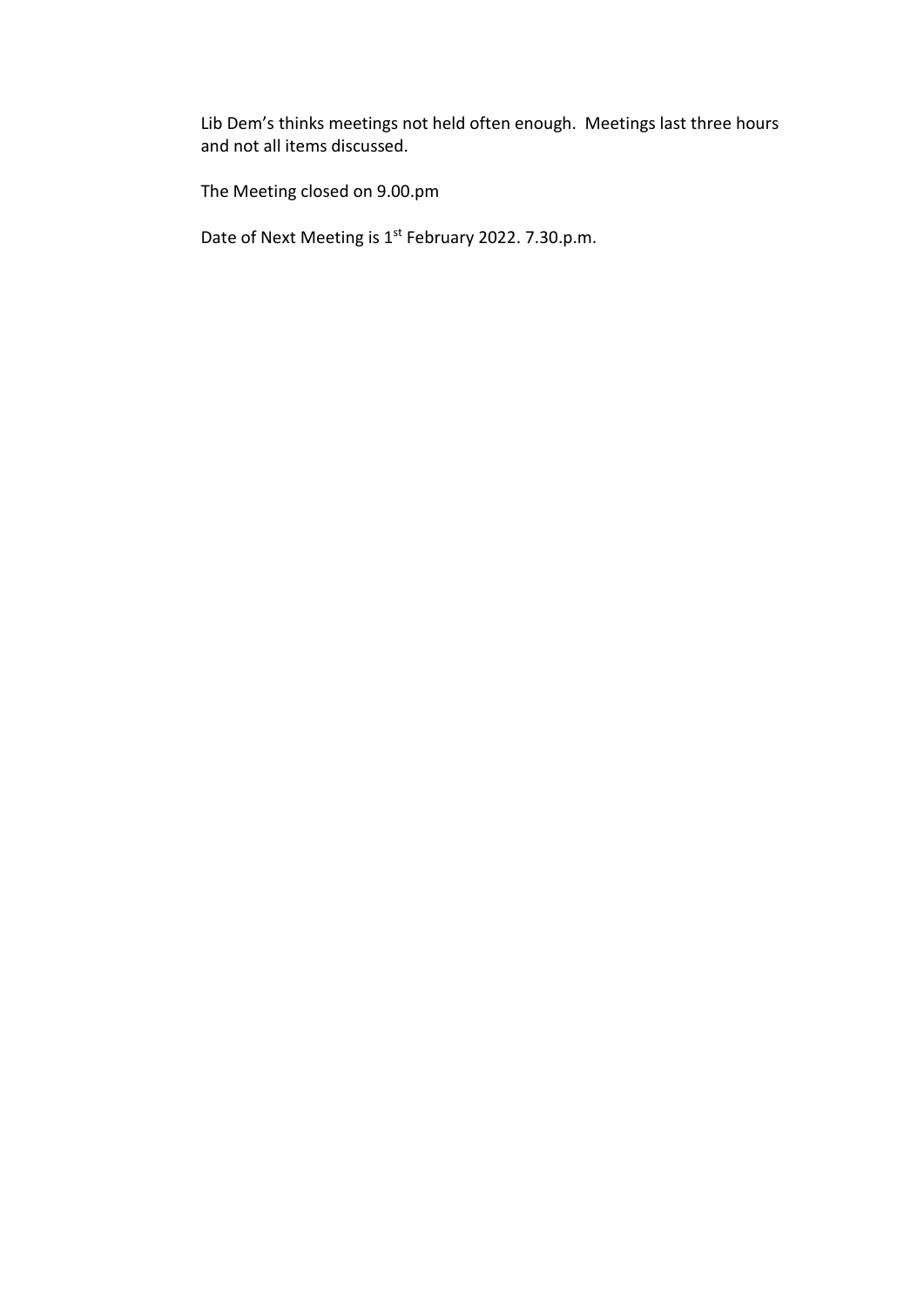Lib Dem's thinks meetings not held often enough. Meetings last three hours and not all items discussed.

The Meeting closed on 9.00.pm

Date of Next Meeting is 1st February 2022. 7.30.p.m.